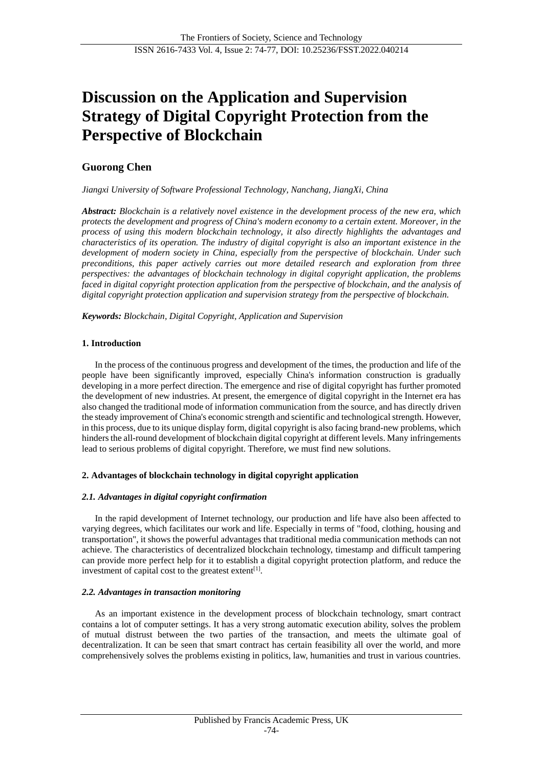# Discussion on the Application and Supervision Strategy of Digital Copyright Protection from the Perspective of Blockchain

**Guorong Chen**

*Jiangxi University of Software Professional Technology, Nanchang, JiangXi, China*

***Abstract:*** *Blockchain is a relatively novel existence in the development process of the new era, which protects the development and progress of China's modern economy to a certain extent. Moreover, in the process of using this modern blockchain technology, it also directly highlights the advantages and characteristics of its operation. The industry of digital copyright is also an important existence in the development of modern society in China, especially from the perspective of blockchain. Under such preconditions, this paper actively carries out more detailed research and exploration from three perspectives: the advantages of blockchain technology in digital copyright application, the problems faced in digital copyright protection application from the perspective of blockchain, and the analysis of digital copyright protection application and supervision strategy from the perspective of blockchain.*

***Keywords:*** *Blockchain, Digital Copyright, Application and Supervision*

## 1. Introduction

In the process of the continuous progress and development of the times, the production and life of the people have been significantly improved, especially China's information construction is gradually developing in a more perfect direction. The emergence and rise of digital copyright has further promoted the development of new industries. At present, the emergence of digital copyright in the Internet era has also changed the traditional mode of information communication from the source, and has directly driven the steady improvement of China's economic strength and scientific and technological strength. However, in this process, due to its unique display form, digital copyright is also facing brand-new problems, which hinders the all-round development of blockchain digital copyright at different levels. Many infringements lead to serious problems of digital copyright. Therefore, we must find new solutions.

## 2. Advantages of blockchain technology in digital copyright application

### *2.1. Advantages in digital copyright confirmation*

In the rapid development of Internet technology, our production and life have also been affected to varying degrees, which facilitates our work and life. Especially in terms of "food, clothing, housing and transportation", it shows the powerful advantages that traditional media communication methods can not achieve. The characteristics of decentralized blockchain technology, timestamp and difficult tampering can provide more perfect help for it to establish a digital copyright protection platform, and reduce the investment of capital cost to the greatest extent[1].

### *2.2. Advantages in transaction monitoring*

As an important existence in the development process of blockchain technology, smart contract contains a lot of computer settings. It has a very strong automatic execution ability, solves the problem of mutual distrust between the two parties of the transaction, and meets the ultimate goal of decentralization. It can be seen that smart contract has certain feasibility all over the world, and more comprehensively solves the problems existing in politics, law, humanities and trust in various countries.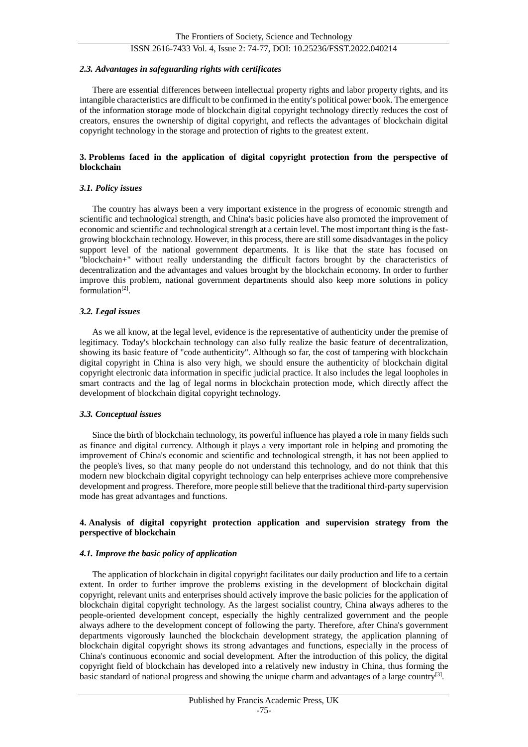### *2.3. Advantages in safeguarding rights with certificates*

There are essential differences between intellectual property rights and labor property rights, and its intangible characteristics are difficult to be confirmed in the entity's political power book. The emergence of the information storage mode of blockchain digital copyright technology directly reduces the cost of creators, ensures the ownership of digital copyright, and reflects the advantages of blockchain digital copyright technology in the storage and protection of rights to the greatest extent.

## 3. Problems faced in the application of digital copyright protection from the perspective of blockchain

### *3.1. Policy issues*

The country has always been a very important existence in the progress of economic strength and scientific and technological strength, and China's basic policies have also promoted the improvement of economic and scientific and technological strength at a certain level. The most important thing is the fast-growing blockchain technology. However, in this process, there are still some disadvantages in the policy support level of the national government departments. It is like that the state has focused on "blockchain+" without really understanding the difficult factors brought by the characteristics of decentralization and the advantages and values brought by the blockchain economy. In order to further improve this problem, national government departments should also keep more solutions in policy formulation[2].

### *3.2. Legal issues*

As we all know, at the legal level, evidence is the representative of authenticity under the premise of legitimacy. Today's blockchain technology can also fully realize the basic feature of decentralization, showing its basic feature of "code authenticity". Although so far, the cost of tampering with blockchain digital copyright in China is also very high, we should ensure the authenticity of blockchain digital copyright electronic data information in specific judicial practice. It also includes the legal loopholes in smart contracts and the lag of legal norms in blockchain protection mode, which directly affect the development of blockchain digital copyright technology.

### *3.3. Conceptual issues*

Since the birth of blockchain technology, its powerful influence has played a role in many fields such as finance and digital currency. Although it plays a very important role in helping and promoting the improvement of China's economic and scientific and technological strength, it has not been applied to the people's lives, so that many people do not understand this technology, and do not think that this modern new blockchain digital copyright technology can help enterprises achieve more comprehensive development and progress. Therefore, more people still believe that the traditional third-party supervision mode has great advantages and functions.

## 4. Analysis of digital copyright protection application and supervision strategy from the perspective of blockchain

### *4.1. Improve the basic policy of application*

The application of blockchain in digital copyright facilitates our daily production and life to a certain extent. In order to further improve the problems existing in the development of blockchain digital copyright, relevant units and enterprises should actively improve the basic policies for the application of blockchain digital copyright technology. As the largest socialist country, China always adheres to the people-oriented development concept, especially the highly centralized government and the people always adhere to the development concept of following the party. Therefore, after China's government departments vigorously launched the blockchain development strategy, the application planning of blockchain digital copyright shows its strong advantages and functions, especially in the process of China's continuous economic and social development. After the introduction of this policy, the digital copyright field of blockchain has developed into a relatively new industry in China, thus forming the basic standard of national progress and showing the unique charm and advantages of a large country[3].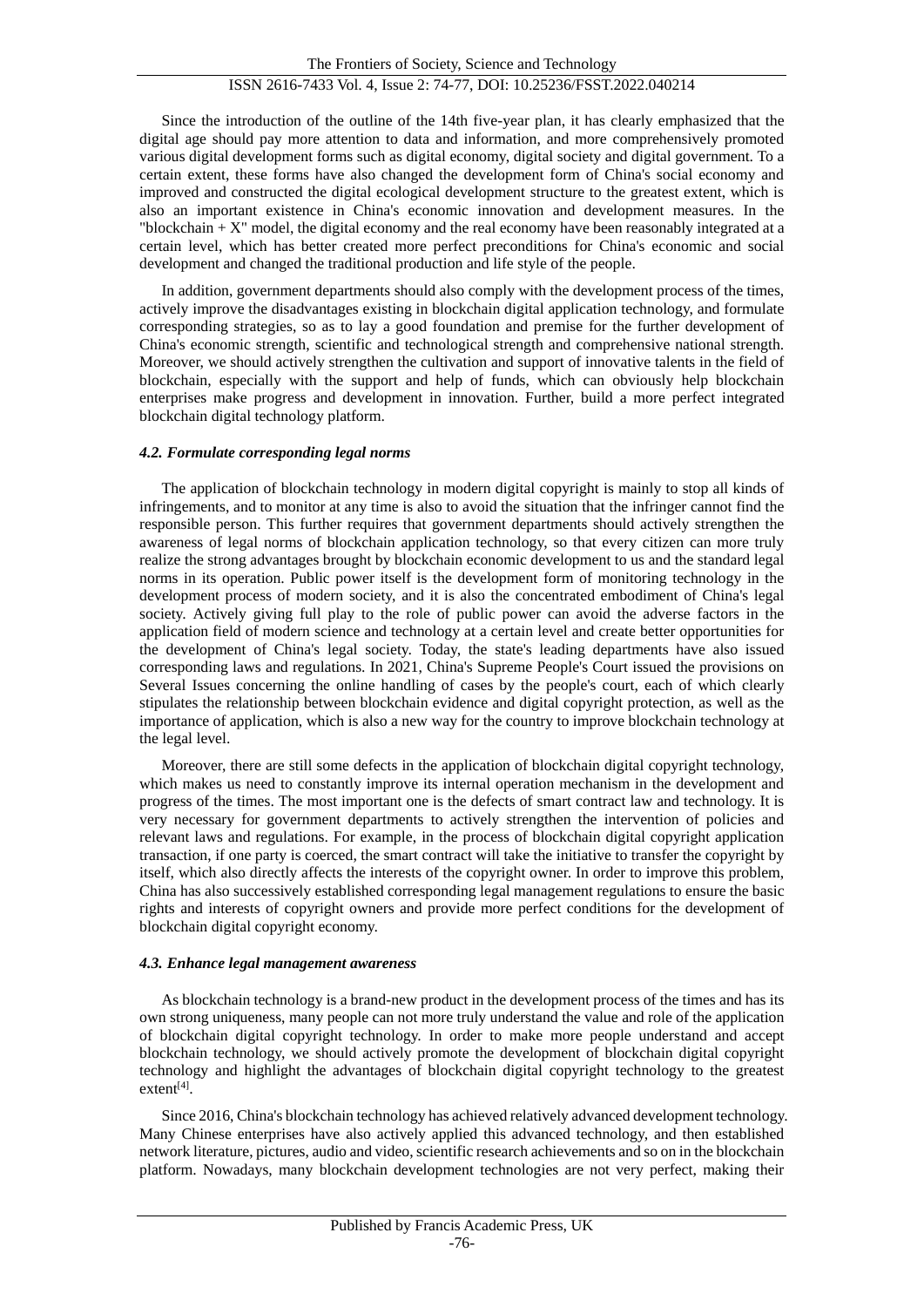Since the introduction of the outline of the 14th five-year plan, it has clearly emphasized that the digital age should pay more attention to data and information, and more comprehensively promoted various digital development forms such as digital economy, digital society and digital government. To a certain extent, these forms have also changed the development form of China's social economy and improved and constructed the digital ecological development structure to the greatest extent, which is also an important existence in China's economic innovation and development measures. In the "blockchain + X" model, the digital economy and the real economy have been reasonably integrated at a certain level, which has better created more perfect preconditions for China's economic and social development and changed the traditional production and life style of the people.

In addition, government departments should also comply with the development process of the times, actively improve the disadvantages existing in blockchain digital application technology, and formulate corresponding strategies, so as to lay a good foundation and premise for the further development of China's economic strength, scientific and technological strength and comprehensive national strength. Moreover, we should actively strengthen the cultivation and support of innovative talents in the field of blockchain, especially with the support and help of funds, which can obviously help blockchain enterprises make progress and development in innovation. Further, build a more perfect integrated blockchain digital technology platform.

### *4.2. Formulate corresponding legal norms*

The application of blockchain technology in modern digital copyright is mainly to stop all kinds of infringements, and to monitor at any time is also to avoid the situation that the infringer cannot find the responsible person. This further requires that government departments should actively strengthen the awareness of legal norms of blockchain application technology, so that every citizen can more truly realize the strong advantages brought by blockchain economic development to us and the standard legal norms in its operation. Public power itself is the development form of monitoring technology in the development process of modern society, and it is also the concentrated embodiment of China's legal society. Actively giving full play to the role of public power can avoid the adverse factors in the application field of modern science and technology at a certain level and create better opportunities for the development of China's legal society. Today, the state's leading departments have also issued corresponding laws and regulations. In 2021, China's Supreme People's Court issued the provisions on Several Issues concerning the online handling of cases by the people's court, each of which clearly stipulates the relationship between blockchain evidence and digital copyright protection, as well as the importance of application, which is also a new way for the country to improve blockchain technology at the legal level.

Moreover, there are still some defects in the application of blockchain digital copyright technology, which makes us need to constantly improve its internal operation mechanism in the development and progress of the times. The most important one is the defects of smart contract law and technology. It is very necessary for government departments to actively strengthen the intervention of policies and relevant laws and regulations. For example, in the process of blockchain digital copyright application transaction, if one party is coerced, the smart contract will take the initiative to transfer the copyright by itself, which also directly affects the interests of the copyright owner. In order to improve this problem, China has also successively established corresponding legal management regulations to ensure the basic rights and interests of copyright owners and provide more perfect conditions for the development of blockchain digital copyright economy.

### *4.3. Enhance legal management awareness*

As blockchain technology is a brand-new product in the development process of the times and has its own strong uniqueness, many people can not more truly understand the value and role of the application of blockchain digital copyright technology. In order to make more people understand and accept blockchain technology, we should actively promote the development of blockchain digital copyright technology and highlight the advantages of blockchain digital copyright technology to the greatest extent[4].

Since 2016, China's blockchain technology has achieved relatively advanced development technology. Many Chinese enterprises have also actively applied this advanced technology, and then established network literature, pictures, audio and video, scientific research achievements and so on in the blockchain platform. Nowadays, many blockchain development technologies are not very perfect, making their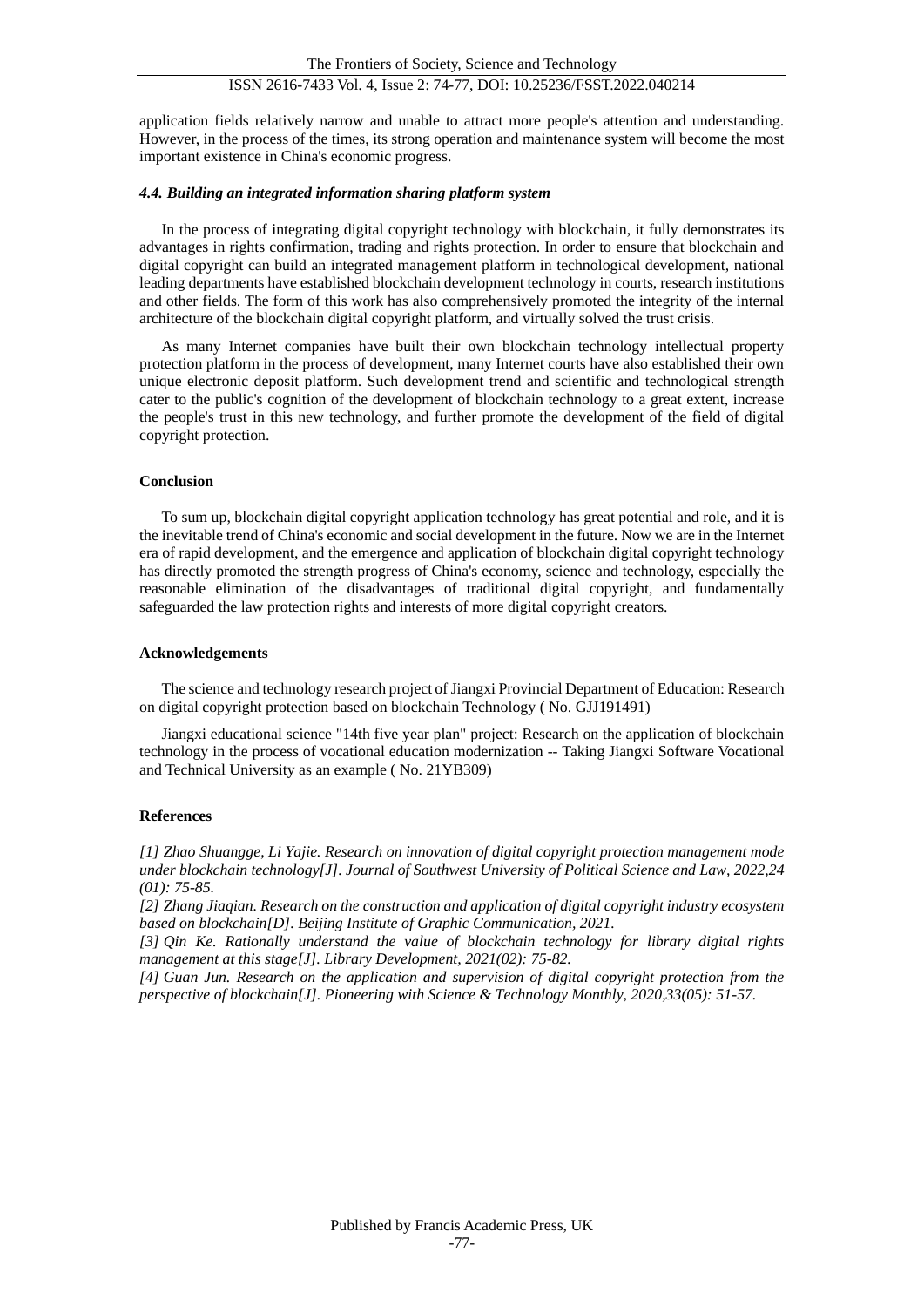application fields relatively narrow and unable to attract more people's attention and understanding. However, in the process of the times, its strong operation and maintenance system will become the most important existence in China's economic progress.

### *4.4. Building an integrated information sharing platform system*

In the process of integrating digital copyright technology with blockchain, it fully demonstrates its advantages in rights confirmation, trading and rights protection. In order to ensure that blockchain and digital copyright can build an integrated management platform in technological development, national leading departments have established blockchain development technology in courts, research institutions and other fields. The form of this work has also comprehensively promoted the integrity of the internal architecture of the blockchain digital copyright platform, and virtually solved the trust crisis.

As many Internet companies have built their own blockchain technology intellectual property protection platform in the process of development, many Internet courts have also established their own unique electronic deposit platform. Such development trend and scientific and technological strength cater to the public's cognition of the development of blockchain technology to a great extent, increase the people's trust in this new technology, and further promote the development of the field of digital copyright protection.

## Conclusion

To sum up, blockchain digital copyright application technology has great potential and role, and it is the inevitable trend of China's economic and social development in the future. Now we are in the Internet era of rapid development, and the emergence and application of blockchain digital copyright technology has directly promoted the strength progress of China's economy, science and technology, especially the reasonable elimination of the disadvantages of traditional digital copyright, and fundamentally safeguarded the law protection rights and interests of more digital copyright creators.

## Acknowledgements

The science and technology research project of Jiangxi Provincial Department of Education: Research on digital copyright protection based on blockchain Technology ( No. GJJ191491)

Jiangxi educational science "14th five year plan" project: Research on the application of blockchain technology in the process of vocational education modernization -- Taking Jiangxi Software Vocational and Technical University as an example ( No. 21YB309)

## References

*[1] Zhao Shuangge, Li Yajie. Research on innovation of digital copyright protection management mode under blockchain technology[J]. Journal of Southwest University of Political Science and Law, 2022,24 (01): 75-85.*

*[2] Zhang Jiaqian. Research on the construction and application of digital copyright industry ecosystem based on blockchain[D]. Beijing Institute of Graphic Communication, 2021.*

*[3] Qin Ke. Rationally understand the value of blockchain technology for library digital rights management at this stage[J]. Library Development, 2021(02): 75-82.*

*[4] Guan Jun. Research on the application and supervision of digital copyright protection from the perspective of blockchain[J]. Pioneering with Science & Technology Monthly, 2020,33(05): 51-57.*